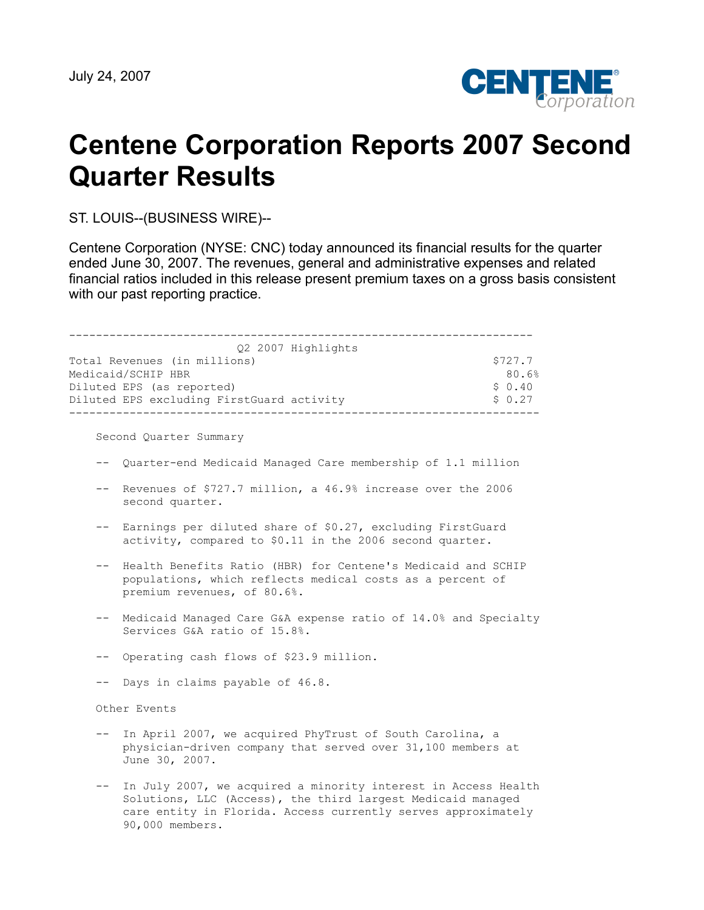July 24, 2007

# Centene Corporation Reports 2007 Second Quarter Results

ST. LOUIS--(BUSINESS WIRE)--

Centene Corporation (NYSE: CNC) today announced its financial results for the quarter ended June 30, 2007. The revenues, general and administrative expenses and related financial ratios included in this release present premium taxes on a gross basis consistent with our past reporting practice.

| Q2 2007 Highlights | |
|---|---|
| Total Revenues (in millions) | $727.7 |
| Medicaid/SCHIP HBR | 80.6% |
| Diluted EPS (as reported) | $ 0.40 |
| Diluted EPS excluding FirstGuard activity | $ 0.27 |

Second Quarter Summary

- Quarter-end Medicaid Managed Care membership of 1.1 million
- Revenues of $727.7 million, a 46.9% increase over the 2006 second quarter.
- Earnings per diluted share of $0.27, excluding FirstGuard activity, compared to $0.11 in the 2006 second quarter.
- Health Benefits Ratio (HBR) for Centene's Medicaid and SCHIP populations, which reflects medical costs as a percent of premium revenues, of 80.6%.
- Medicaid Managed Care G&A expense ratio of 14.0% and Specialty Services G&A ratio of 15.8%.
- Operating cash flows of $23.9 million.
- Days in claims payable of 46.8.

Other Events

- In April 2007, we acquired PhyTrust of South Carolina, a physician-driven company that served over 31,100 members at June 30, 2007.
- In July 2007, we acquired a minority interest in Access Health Solutions, LLC (Access), the third largest Medicaid managed care entity in Florida. Access currently serves approximately 90,000 members.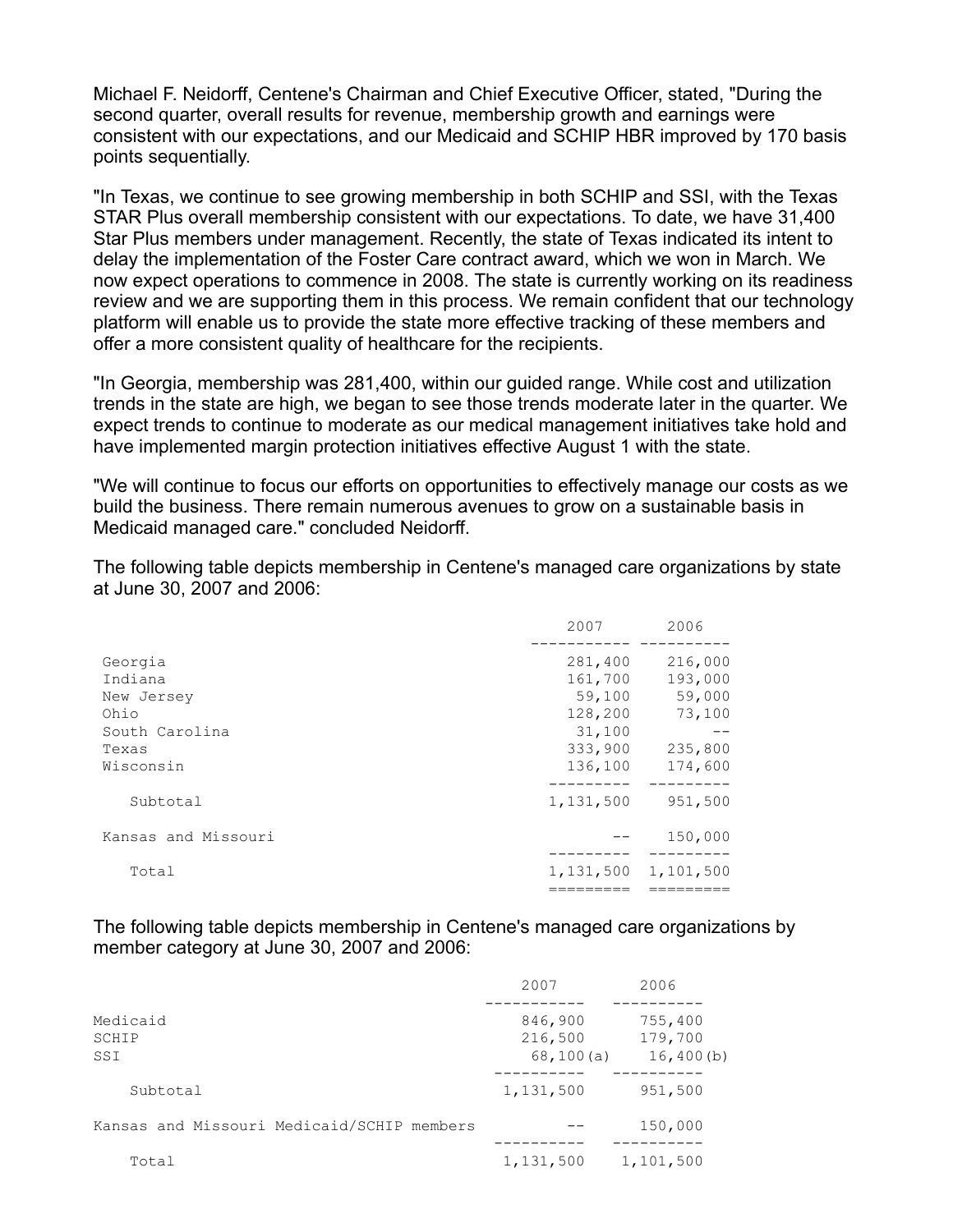Michael F. Neidorff, Centene's Chairman and Chief Executive Officer, stated, "During the second quarter, overall results for revenue, membership growth and earnings were consistent with our expectations, and our Medicaid and SCHIP HBR improved by 170 basis points sequentially.

"In Texas, we continue to see growing membership in both SCHIP and SSI, with the Texas STAR Plus overall membership consistent with our expectations. To date, we have 31,400 Star Plus members under management. Recently, the state of Texas indicated its intent to delay the implementation of the Foster Care contract award, which we won in March. We now expect operations to commence in 2008. The state is currently working on its readiness review and we are supporting them in this process. We remain confident that our technology platform will enable us to provide the state more effective tracking of these members and offer a more consistent quality of healthcare for the recipients.

"In Georgia, membership was 281,400, within our guided range. While cost and utilization trends in the state are high, we began to see those trends moderate later in the quarter. We expect trends to continue to moderate as our medical management initiatives take hold and have implemented margin protection initiatives effective August 1 with the state.

"We will continue to focus our efforts on opportunities to effectively manage our costs as we build the business. There remain numerous avenues to grow on a sustainable basis in Medicaid managed care." concluded Neidorff.

The following table depicts membership in Centene's managed care organizations by state at June 30, 2007 and 2006:

| | 2007 | 2006 |
|---|---|---|
| Georgia | 281,400 | 216,000 |
| Indiana | 161,700 | 193,000 |
| New Jersey | 59,100 | 59,000 |
| Ohio | 128,200 | 73,100 |
| South Carolina | 31,100 | -- |
| Texas | 333,900 | 235,800 |
| Wisconsin | 136,100 | 174,600 |
| Subtotal | 1,131,500 | 951,500 |
| Kansas and Missouri | -- | 150,000 |
| Total | 1,131,500 | 1,101,500 |

The following table depicts membership in Centene's managed care organizations by member category at June 30, 2007 and 2006:

| | 2007 | 2006 |
|---|---|---|
| Medicaid | 846,900 | 755,400 |
| SCHIP | 216,500 | 179,700 |
| SSI | 68,100(a) | 16,400(b) |
| Subtotal | 1,131,500 | 951,500 |
| Kansas and Missouri Medicaid/SCHIP members | -- | 150,000 |
| Total | 1,131,500 | 1,101,500 |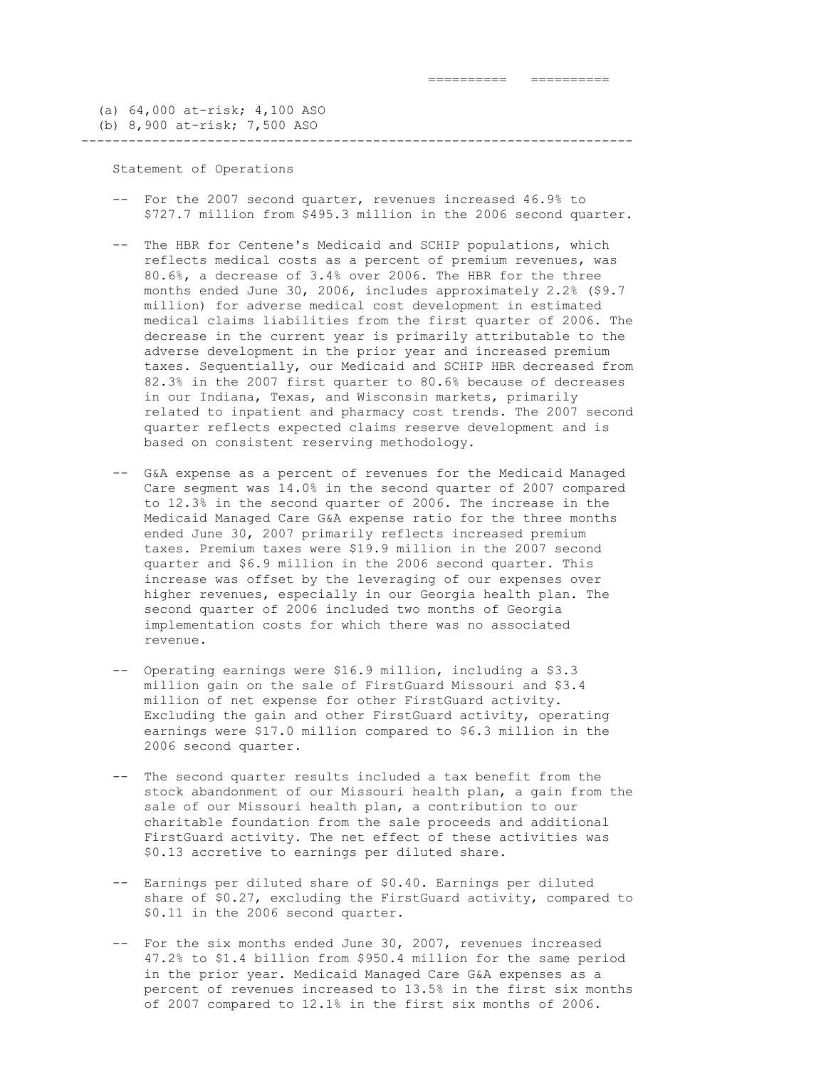(a) 64,000 at-risk; 4,100 ASO
(b) 8,900 at-risk; 7,500 ASO

---

Statement of Operations

- For the 2007 second quarter, revenues increased 46.9% to $727.7 million from $495.3 million in the 2006 second quarter.

- The HBR for Centene's Medicaid and SCHIP populations, which reflects medical costs as a percent of premium revenues, was 80.6%, a decrease of 3.4% over 2006. The HBR for the three months ended June 30, 2006, includes approximately 2.2% ($9.7 million) for adverse medical cost development in estimated medical claims liabilities from the first quarter of 2006. The decrease in the current year is primarily attributable to the adverse development in the prior year and increased premium taxes. Sequentially, our Medicaid and SCHIP HBR decreased from 82.3% in the 2007 first quarter to 80.6% because of decreases in our Indiana, Texas, and Wisconsin markets, primarily related to inpatient and pharmacy cost trends. The 2007 second quarter reflects expected claims reserve development and is based on consistent reserving methodology.

- G&A expense as a percent of revenues for the Medicaid Managed Care segment was 14.0% in the second quarter of 2007 compared to 12.3% in the second quarter of 2006. The increase in the Medicaid Managed Care G&A expense ratio for the three months ended June 30, 2007 primarily reflects increased premium taxes. Premium taxes were $19.9 million in the 2007 second quarter and $6.9 million in the 2006 second quarter. This increase was offset by the leveraging of our expenses over higher revenues, especially in our Georgia health plan. The second quarter of 2006 included two months of Georgia implementation costs for which there was no associated revenue.

- Operating earnings were $16.9 million, including a $3.3 million gain on the sale of FirstGuard Missouri and $3.4 million of net expense for other FirstGuard activity. Excluding the gain and other FirstGuard activity, operating earnings were $17.0 million compared to $6.3 million in the 2006 second quarter.

- The second quarter results included a tax benefit from the stock abandonment of our Missouri health plan, a gain from the sale of our Missouri health plan, a contribution to our charitable foundation from the sale proceeds and additional FirstGuard activity. The net effect of these activities was $0.13 accretive to earnings per diluted share.

- Earnings per diluted share of $0.40. Earnings per diluted share of $0.27, excluding the FirstGuard activity, compared to $0.11 in the 2006 second quarter.

- For the six months ended June 30, 2007, revenues increased 47.2% to $1.4 billion from $950.4 million for the same period in the prior year. Medicaid Managed Care G&A expenses as a percent of revenues increased to 13.5% in the first six months of 2007 compared to 12.1% in the first six months of 2006.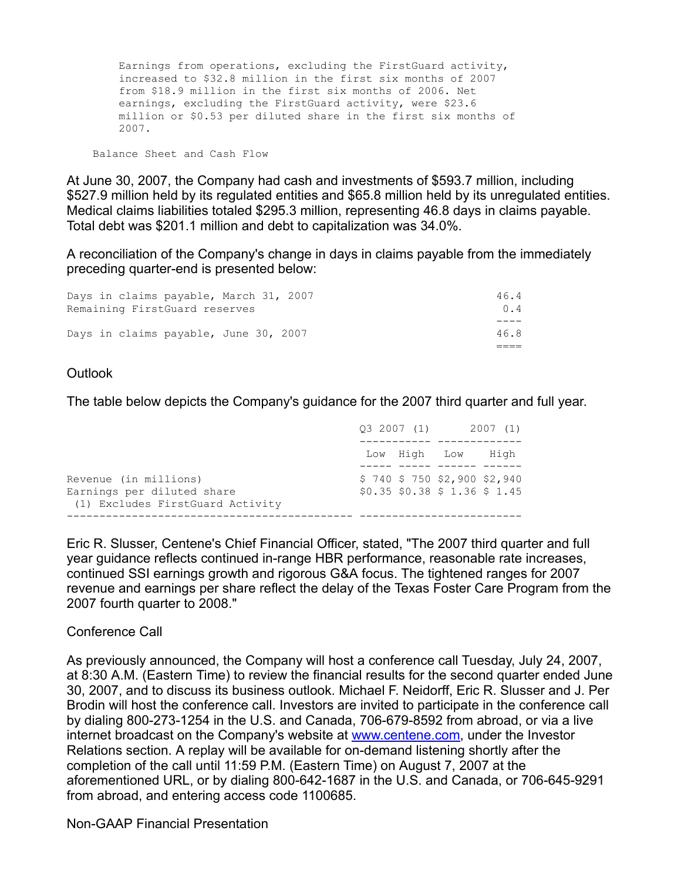Earnings from operations, excluding the FirstGuard activity, increased to $32.8 million in the first six months of 2007 from $18.9 million in the first six months of 2006. Net earnings, excluding the FirstGuard activity, were $23.6 million or $0.53 per diluted share in the first six months of 2007.

Balance Sheet and Cash Flow

At June 30, 2007, the Company had cash and investments of $593.7 million, including $527.9 million held by its regulated entities and $65.8 million held by its unregulated entities. Medical claims liabilities totaled $295.3 million, representing 46.8 days in claims payable. Total debt was $201.1 million and debt to capitalization was 34.0%.

A reconciliation of the Company's change in days in claims payable from the immediately preceding quarter-end is presented below:

| | |
|---|---|
| Days in claims payable, March 31, 2007 | 46.4 |
| Remaining FirstGuard reserves | 0.4 |
| Days in claims payable, June 30, 2007 | 46.8 |

Outlook

The table below depicts the Company's guidance for the 2007 third quarter and full year.

| | Q3 2007 (1) | | 2007 (1) | |
|---|---|---|---|---|
| | Low | High | Low | High |
| Revenue (in millions) | $ 740 | $ 750 | $2,900 | $2,940 |
| Earnings per diluted share | $0.35 | $0.38 | $ 1.36 | $ 1.45 |

(1) Excludes FirstGuard Activity

Eric R. Slusser, Centene's Chief Financial Officer, stated, "The 2007 third quarter and full year guidance reflects continued in-range HBR performance, reasonable rate increases, continued SSI earnings growth and rigorous G&A focus. The tightened ranges for 2007 revenue and earnings per share reflect the delay of the Texas Foster Care Program from the 2007 fourth quarter to 2008."

Conference Call

As previously announced, the Company will host a conference call Tuesday, July 24, 2007, at 8:30 A.M. (Eastern Time) to review the financial results for the second quarter ended June 30, 2007, and to discuss its business outlook. Michael F. Neidorff, Eric R. Slusser and J. Per Brodin will host the conference call. Investors are invited to participate in the conference call by dialing 800-273-1254 in the U.S. and Canada, 706-679-8592 from abroad, or via a live internet broadcast on the Company's website at www.centene.com, under the Investor Relations section. A replay will be available for on-demand listening shortly after the completion of the call until 11:59 P.M. (Eastern Time) on August 7, 2007 at the aforementioned URL, or by dialing 800-642-1687 in the U.S. and Canada, or 706-645-9291 from abroad, and entering access code 1100685.

Non-GAAP Financial Presentation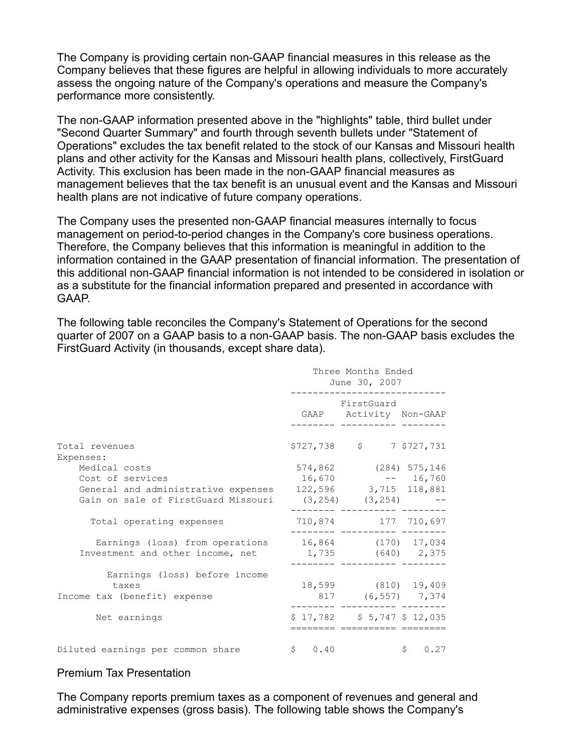The Company is providing certain non-GAAP financial measures in this release as the Company believes that these figures are helpful in allowing individuals to more accurately assess the ongoing nature of the Company's operations and measure the Company's performance more consistently.

The non-GAAP information presented above in the "highlights" table, third bullet under "Second Quarter Summary" and fourth through seventh bullets under "Statement of Operations" excludes the tax benefit related to the stock of our Kansas and Missouri health plans and other activity for the Kansas and Missouri health plans, collectively, FirstGuard Activity. This exclusion has been made in the non-GAAP financial measures as management believes that the tax benefit is an unusual event and the Kansas and Missouri health plans are not indicative of future company operations.

The Company uses the presented non-GAAP financial measures internally to focus management on period-to-period changes in the Company's core business operations. Therefore, the Company believes that this information is meaningful in addition to the information contained in the GAAP presentation of financial information. The presentation of this additional non-GAAP financial information is not intended to be considered in isolation or as a substitute for the financial information prepared and presented in accordance with GAAP.

The following table reconciles the Company's Statement of Operations for the second quarter of 2007 on a GAAP basis to a non-GAAP basis. The non-GAAP basis excludes the FirstGuard Activity (in thousands, except share data).

| | Three Months Ended June 30, 2007 | | |
|---|---|---|---|
| | GAAP | FirstGuard Activity | Non-GAAP |
| Total revenues | $727,738 | $ 7 | $727,731 |
| Expenses: | | | |
| Medical costs | 574,862 | (284) | 575,146 |
| Cost of services | 16,670 | -- | 16,760 |
| General and administrative expenses | 122,596 | 3,715 | 118,881 |
| Gain on sale of FirstGuard Missouri | (3,254) | (3,254) | -- |
| Total operating expenses | 710,874 | 177 | 710,697 |
| Earnings (loss) from operations | 16,864 | (170) | 17,034 |
| Investment and other income, net | 1,735 | (640) | 2,375 |
| Earnings (loss) before income taxes | 18,599 | (810) | 19,409 |
| Income tax (benefit) expense | 817 | (6,557) | 7,374 |
| Net earnings | $ 17,782 | $ 5,747 | $ 12,035 |
| Diluted earnings per common share | $ 0.40 | | $ 0.27 |

Premium Tax Presentation

The Company reports premium taxes as a component of revenues and general and administrative expenses (gross basis). The following table shows the Company's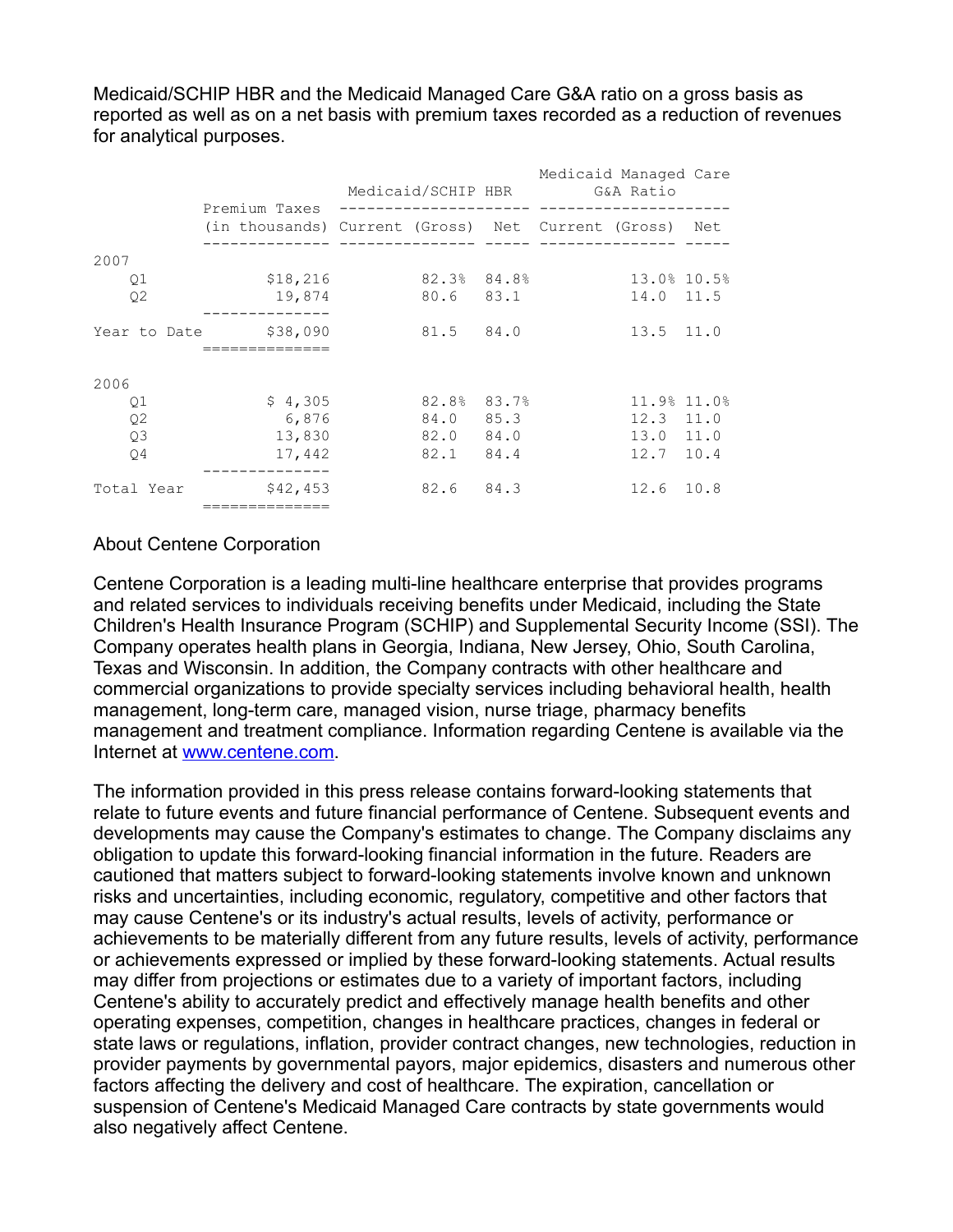Medicaid/SCHIP HBR and the Medicaid Managed Care G&A ratio on a gross basis as reported as well as on a net basis with premium taxes recorded as a reduction of revenues for analytical purposes.

| | Premium Taxes (in thousands) | Medicaid/SCHIP HBR | | Medicaid Managed Care G&A Ratio | |
|---|---|---|---|---|---|
| | | Current (Gross) | Net | Current (Gross) | Net |
| **2007** | | | | | |
| Q1 | $18,216 | 82.3% | 84.8% | 13.0% | 10.5% |
| Q2 | 19,874 | 80.6 | 83.1 | 14.0 | 11.5 |
| Year to Date | $38,090 | 81.5 | 84.0 | 13.5 | 11.0 |
| **2006** | | | | | |
| Q1 | $ 4,305 | 82.8% | 83.7% | 11.9% | 11.0% |
| Q2 | 6,876 | 84.0 | 85.3 | 12.3 | 11.0 |
| Q3 | 13,830 | 82.0 | 84.0 | 13.0 | 11.0 |
| Q4 | 17,442 | 82.1 | 84.4 | 12.7 | 10.4 |
| Total Year | $42,453 | 82.6 | 84.3 | 12.6 | 10.8 |

About Centene Corporation

Centene Corporation is a leading multi-line healthcare enterprise that provides programs and related services to individuals receiving benefits under Medicaid, including the State Children's Health Insurance Program (SCHIP) and Supplemental Security Income (SSI). The Company operates health plans in Georgia, Indiana, New Jersey, Ohio, South Carolina, Texas and Wisconsin. In addition, the Company contracts with other healthcare and commercial organizations to provide specialty services including behavioral health, health management, long-term care, managed vision, nurse triage, pharmacy benefits management and treatment compliance. Information regarding Centene is available via the Internet at www.centene.com.

The information provided in this press release contains forward-looking statements that relate to future events and future financial performance of Centene. Subsequent events and developments may cause the Company's estimates to change. The Company disclaims any obligation to update this forward-looking financial information in the future. Readers are cautioned that matters subject to forward-looking statements involve known and unknown risks and uncertainties, including economic, regulatory, competitive and other factors that may cause Centene's or its industry's actual results, levels of activity, performance or achievements to be materially different from any future results, levels of activity, performance or achievements expressed or implied by these forward-looking statements. Actual results may differ from projections or estimates due to a variety of important factors, including Centene's ability to accurately predict and effectively manage health benefits and other operating expenses, competition, changes in healthcare practices, changes in federal or state laws or regulations, inflation, provider contract changes, new technologies, reduction in provider payments by governmental payors, major epidemics, disasters and numerous other factors affecting the delivery and cost of healthcare. The expiration, cancellation or suspension of Centene's Medicaid Managed Care contracts by state governments would also negatively affect Centene.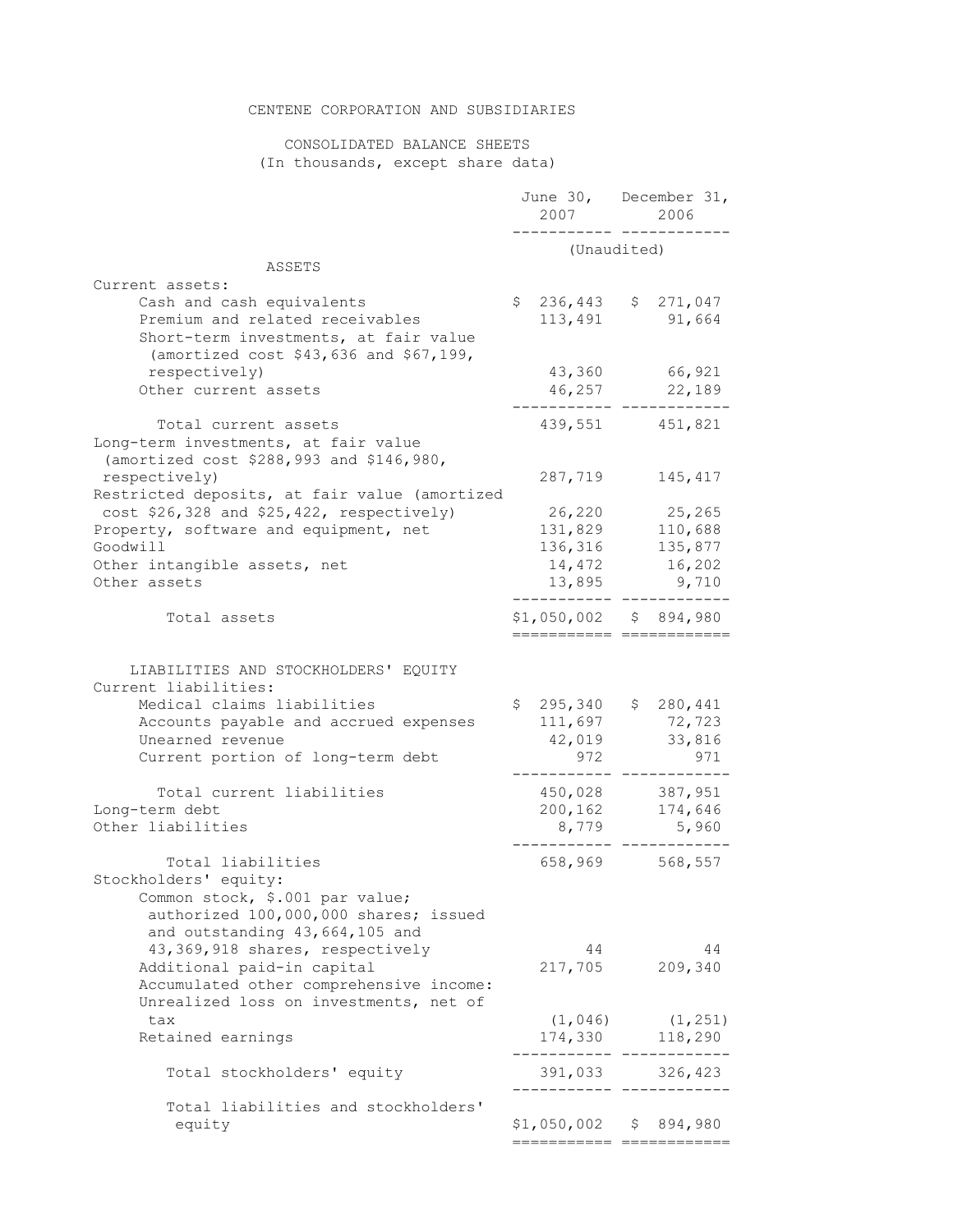# CENTENE CORPORATION AND SUBSIDIARIES

## CONSOLIDATED BALANCE SHEETS
(In thousands, except share data)

| | June 30, 2007 | December 31, 2006 |
|---|---|---|
| | (Unaudited) | |
| **ASSETS** | | |
| Current assets: | | |
| Cash and cash equivalents | $ 236,443 | $ 271,047 |
| Premium and related receivables | 113,491 | 91,664 |
| Short-term investments, at fair value (amortized cost $43,636 and $67,199, respectively) | 43,360 | 66,921 |
| Other current assets | 46,257 | 22,189 |
| Total current assets | 439,551 | 451,821 |
| Long-term investments, at fair value (amortized cost $288,993 and $146,980, respectively) | 287,719 | 145,417 |
| Restricted deposits, at fair value (amortized cost $26,328 and $25,422, respectively) | 26,220 | 25,265 |
| Property, software and equipment, net | 131,829 | 110,688 |
| Goodwill | 136,316 | 135,877 |
| Other intangible assets, net | 14,472 | 16,202 |
| Other assets | 13,895 | 9,710 |
| Total assets | $1,050,002 | $ 894,980 |
| **LIABILITIES AND STOCKHOLDERS' EQUITY** | | |
| Current liabilities: | | |
| Medical claims liabilities | $ 295,340 | $ 280,441 |
| Accounts payable and accrued expenses | 111,697 | 72,723 |
| Unearned revenue | 42,019 | 33,816 |
| Current portion of long-term debt | 972 | 971 |
| Total current liabilities | 450,028 | 387,951 |
| Long-term debt | 200,162 | 174,646 |
| Other liabilities | 8,779 | 5,960 |
| Total liabilities | 658,969 | 568,557 |
| Stockholders' equity: | | |
| Common stock, $.001 par value; authorized 100,000,000 shares; issued and outstanding 43,664,105 and 43,369,918 shares, respectively | 44 | 44 |
| Additional paid-in capital | 217,705 | 209,340 |
| Accumulated other comprehensive income: | | |
| Unrealized loss on investments, net of tax | (1,046) | (1,251) |
| Retained earnings | 174,330 | 118,290 |
| Total stockholders' equity | 391,033 | 326,423 |
| Total liabilities and stockholders' equity | $1,050,002 | $ 894,980 |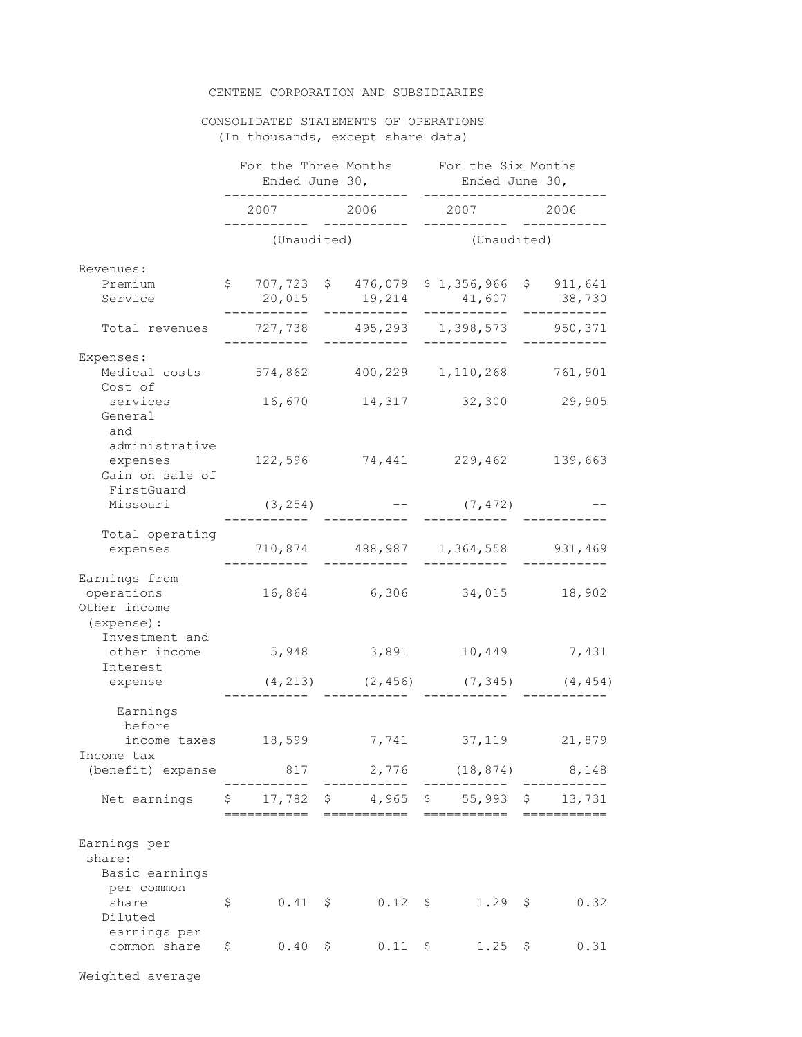CENTENE CORPORATION AND SUBSIDIARIES

CONSOLIDATED STATEMENTS OF OPERATIONS
(In thousands, except share data)

| | For the Three Months Ended June 30, | | For the Six Months Ended June 30, | |
|---|---|---|---|---|
| | 2007 | 2006 | 2007 | 2006 |
| | (Unaudited) | | (Unaudited) | |
| Revenues: | | | | |
| Premium | $ 707,723 | $ 476,079 | $ 1,356,966 | $ 911,641 |
| Service | 20,015 | 19,214 | 41,607 | 38,730 |
| Total revenues | 727,738 | 495,293 | 1,398,573 | 950,371 |
| Expenses: | | | | |
| Medical costs | 574,862 | 400,229 | 1,110,268 | 761,901 |
| Cost of services | 16,670 | 14,317 | 32,300 | 29,905 |
| General and administrative expenses | 122,596 | 74,441 | 229,462 | 139,663 |
| Gain on sale of FirstGuard Missouri | (3,254) | -- | (7,472) | -- |
| Total operating expenses | 710,874 | 488,987 | 1,364,558 | 931,469 |
| Earnings from operations | 16,864 | 6,306 | 34,015 | 18,902 |
| Other income (expense): | | | | |
| Investment and other income | 5,948 | 3,891 | 10,449 | 7,431 |
| Interest expense | (4,213) | (2,456) | (7,345) | (4,454) |
| Earnings before income taxes | 18,599 | 7,741 | 37,119 | 21,879 |
| Income tax (benefit) expense | 817 | 2,776 | (18,874) | 8,148 |
| Net earnings | $ 17,782 | $ 4,965 | $ 55,993 | $ 13,731 |
| Earnings per share: | | | | |
| Basic earnings per common share | $ 0.41 | $ 0.12 | $ 1.29 | $ 0.32 |
| Diluted earnings per common share | $ 0.40 | $ 0.11 | $ 1.25 | $ 0.31 |

Weighted average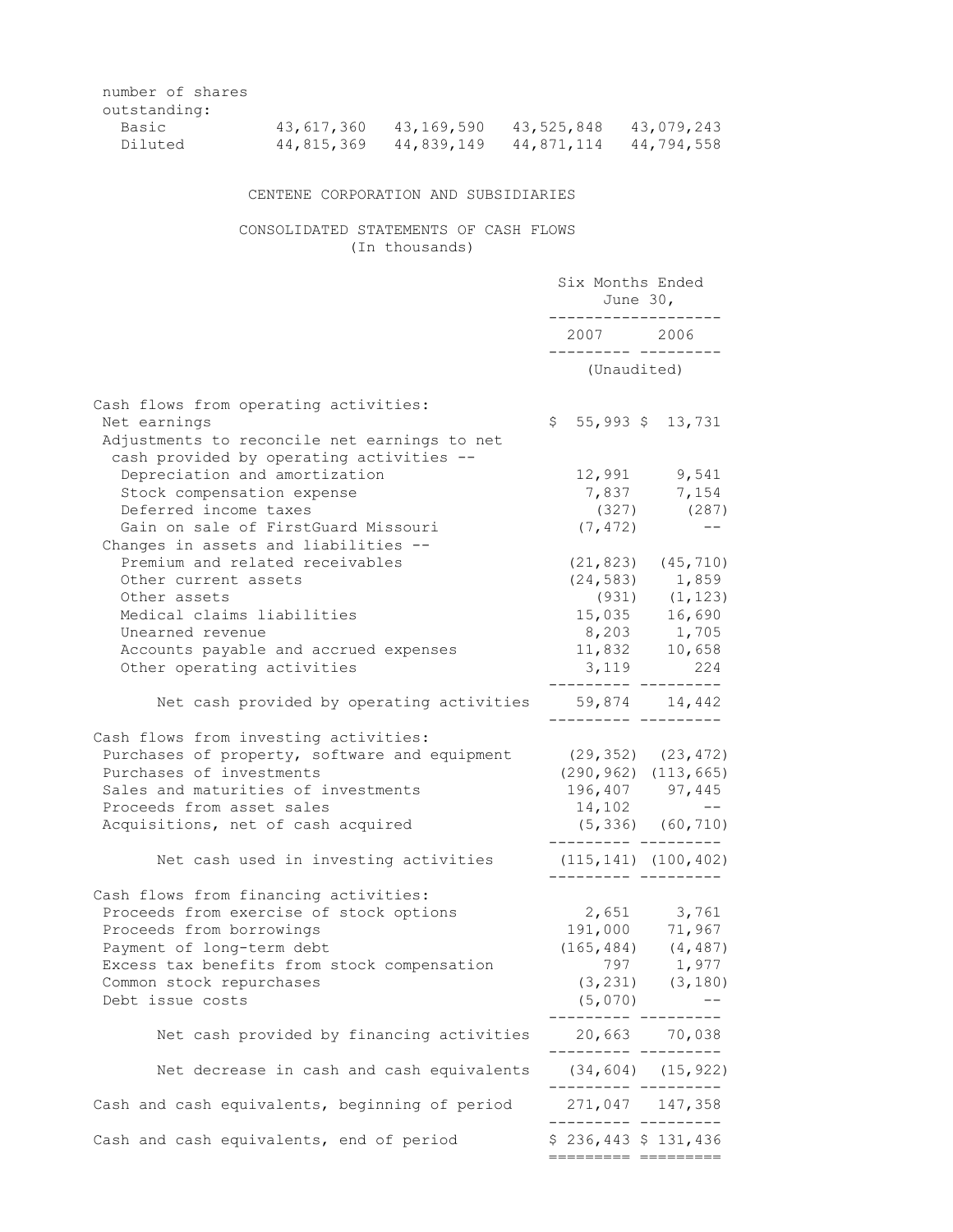| number of shares outstanding: | | | | |
|---|---|---|---|---|
| Basic | 43,617,360 | 43,169,590 | 43,525,848 | 43,079,243 |
| Diluted | 44,815,369 | 44,839,149 | 44,871,114 | 44,794,558 |

CENTENE CORPORATION AND SUBSIDIARIES

CONSOLIDATED STATEMENTS OF CASH FLOWS
(In thousands)

| | Six Months Ended June 30, | |
|---|---|---|
| | 2007 | 2006 |
| | (Unaudited) | |
| Cash flows from operating activities: | | |
| Net earnings | $ 55,993 | $ 13,731 |
| Adjustments to reconcile net earnings to net cash provided by operating activities -- | | |
| Depreciation and amortization | 12,991 | 9,541 |
| Stock compensation expense | 7,837 | 7,154 |
| Deferred income taxes | (327) | (287) |
| Gain on sale of FirstGuard Missouri | (7,472) | -- |
| Changes in assets and liabilities -- | | |
| Premium and related receivables | (21,823) | (45,710) |
| Other current assets | (24,583) | 1,859 |
| Other assets | (931) | (1,123) |
| Medical claims liabilities | 15,035 | 16,690 |
| Unearned revenue | 8,203 | 1,705 |
| Accounts payable and accrued expenses | 11,832 | 10,658 |
| Other operating activities | 3,119 | 224 |
| Net cash provided by operating activities | 59,874 | 14,442 |
| Cash flows from investing activities: | | |
| Purchases of property, software and equipment | (29,352) | (23,472) |
| Purchases of investments | (290,962) | (113,665) |
| Sales and maturities of investments | 196,407 | 97,445 |
| Proceeds from asset sales | 14,102 | -- |
| Acquisitions, net of cash acquired | (5,336) | (60,710) |
| Net cash used in investing activities | (115,141) | (100,402) |
| Cash flows from financing activities: | | |
| Proceeds from exercise of stock options | 2,651 | 3,761 |
| Proceeds from borrowings | 191,000 | 71,967 |
| Payment of long-term debt | (165,484) | (4,487) |
| Excess tax benefits from stock compensation | 797 | 1,977 |
| Common stock repurchases | (3,231) | (3,180) |
| Debt issue costs | (5,070) | -- |
| Net cash provided by financing activities | 20,663 | 70,038 |
| Net decrease in cash and cash equivalents | (34,604) | (15,922) |
| Cash and cash equivalents, beginning of period | 271,047 | 147,358 |
| Cash and cash equivalents, end of period | $ 236,443 | $ 131,436 |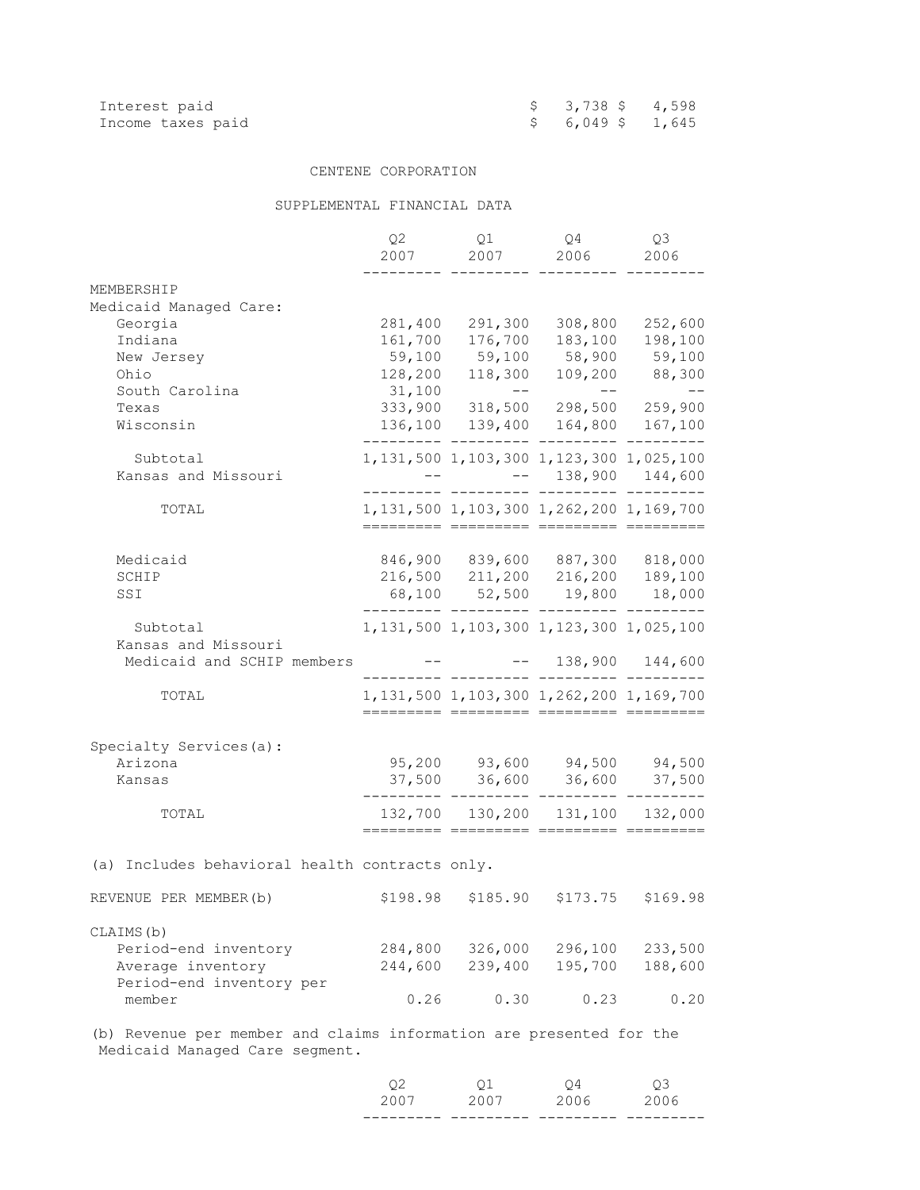| | | |
|---|---|---|
| Interest paid | $ 3,738 | $ 4,598 |
| Income taxes paid | $ 6,049 | $ 1,645 |

CENTENE CORPORATION

SUPPLEMENTAL FINANCIAL DATA

| | Q2 2007 | Q1 2007 | Q4 2006 | Q3 2006 |
|---|---|---|---|---|
| MEMBERSHIP | | | | |
| Medicaid Managed Care: | | | | |
| Georgia | 281,400 | 291,300 | 308,800 | 252,600 |
| Indiana | 161,700 | 176,700 | 183,100 | 198,100 |
| New Jersey | 59,100 | 59,100 | 58,900 | 59,100 |
| Ohio | 128,200 | 118,300 | 109,200 | 88,300 |
| South Carolina | 31,100 | -- | -- | -- |
| Texas | 333,900 | 318,500 | 298,500 | 259,900 |
| Wisconsin | 136,100 | 139,400 | 164,800 | 167,100 |
| Subtotal | 1,131,500 | 1,103,300 | 1,123,300 | 1,025,100 |
| Kansas and Missouri | -- | -- | 138,900 | 144,600 |
| TOTAL | 1,131,500 | 1,103,300 | 1,262,200 | 1,169,700 |
| | | | | |
| Medicaid | 846,900 | 839,600 | 887,300 | 818,000 |
| SCHIP | 216,500 | 211,200 | 216,200 | 189,100 |
| SSI | 68,100 | 52,500 | 19,800 | 18,000 |
| Subtotal | 1,131,500 | 1,103,300 | 1,123,300 | 1,025,100 |
| Kansas and Missouri Medicaid and SCHIP members | -- | -- | 138,900 | 144,600 |
| TOTAL | 1,131,500 | 1,103,300 | 1,262,200 | 1,169,700 |
| | | | | |
| Specialty Services(a): | | | | |
| Arizona | 95,200 | 93,600 | 94,500 | 94,500 |
| Kansas | 37,500 | 36,600 | 36,600 | 37,500 |
| TOTAL | 132,700 | 130,200 | 131,100 | 132,000 |

(a) Includes behavioral health contracts only.

| | Q2 2007 | Q1 2007 | Q4 2006 | Q3 2006 |
|---|---|---|---|---|
| REVENUE PER MEMBER(b) | $198.98 | $185.90 | $173.75 | $169.98 |
| CLAIMS(b) | | | | |
| Period-end inventory | 284,800 | 326,000 | 296,100 | 233,500 |
| Average inventory | 244,600 | 239,400 | 195,700 | 188,600 |
| Period-end inventory per member | 0.26 | 0.30 | 0.23 | 0.20 |

(b) Revenue per member and claims information are presented for the Medicaid Managed Care segment.

| | Q2 2007 | Q1 2007 | Q4 2006 | Q3 2006 |
|---|---|---|---|---|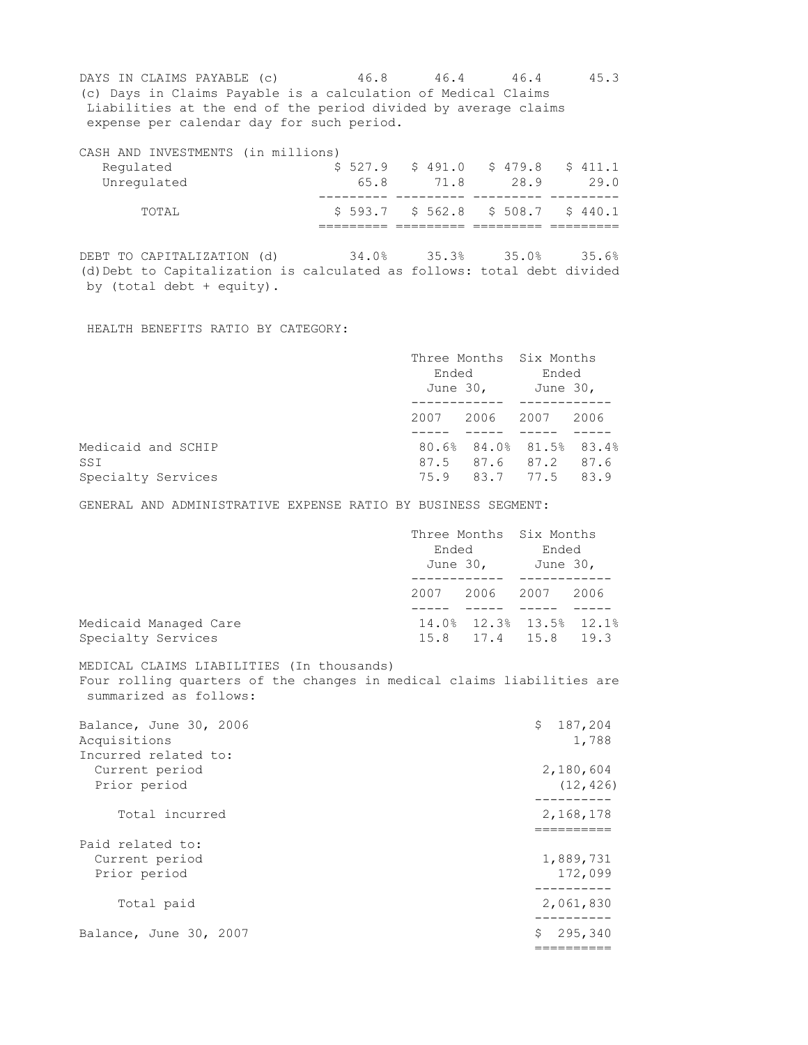| | | | | |
|---|---|---|---|---|
| DAYS IN CLAIMS PAYABLE (c) | 46.8 | 46.4 | 46.4 | 45.3 |

(c) Days in Claims Payable is a calculation of Medical Claims Liabilities at the end of the period divided by average claims expense per calendar day for such period.

| CASH AND INVESTMENTS (in millions) | | | | |
|---|---|---|---|---|
| Regulated | $ 527.9 | $ 491.0 | $ 479.8 | $ 411.1 |
| Unregulated | 65.8 | 71.8 | 28.9 | 29.0 |
| TOTAL | $ 593.7 | $ 562.8 | $ 508.7 | $ 440.1 |

| | | | | |
|---|---|---|---|---|
| DEBT TO CAPITALIZATION (d) | 34.0% | 35.3% | 35.0% | 35.6% |

(d) Debt to Capitalization is calculated as follows: total debt divided by (total debt + equity).

HEALTH BENEFITS RATIO BY CATEGORY:

| | Three Months Ended June 30, | | Six Months Ended June 30, | |
|---|---|---|---|---|
| | 2007 | 2006 | 2007 | 2006 |
| Medicaid and SCHIP | 80.6% | 84.0% | 81.5% | 83.4% |
| SSI | 87.5 | 87.6 | 87.2 | 87.6 |
| Specialty Services | 75.9 | 83.7 | 77.5 | 83.9 |

GENERAL AND ADMINISTRATIVE EXPENSE RATIO BY BUSINESS SEGMENT:

| | Three Months Ended June 30, | | Six Months Ended June 30, | |
|---|---|---|---|---|
| | 2007 | 2006 | 2007 | 2006 |
| Medicaid Managed Care | 14.0% | 12.3% | 13.5% | 12.1% |
| Specialty Services | 15.8 | 17.4 | 15.8 | 19.3 |

MEDICAL CLAIMS LIABILITIES (In thousands)

Four rolling quarters of the changes in medical claims liabilities are summarized as follows:

| | |
|---|---|
| Balance, June 30, 2006 | $ 187,204 |
| Acquisitions | 1,788 |
| Incurred related to: | |
| Current period | 2,180,604 |
| Prior period | (12,426) |
| Total incurred | 2,168,178 |
| Paid related to: | |
| Current period | 1,889,731 |
| Prior period | 172,099 |
| Total paid | 2,061,830 |
| Balance, June 30, 2007 | $ 295,340 |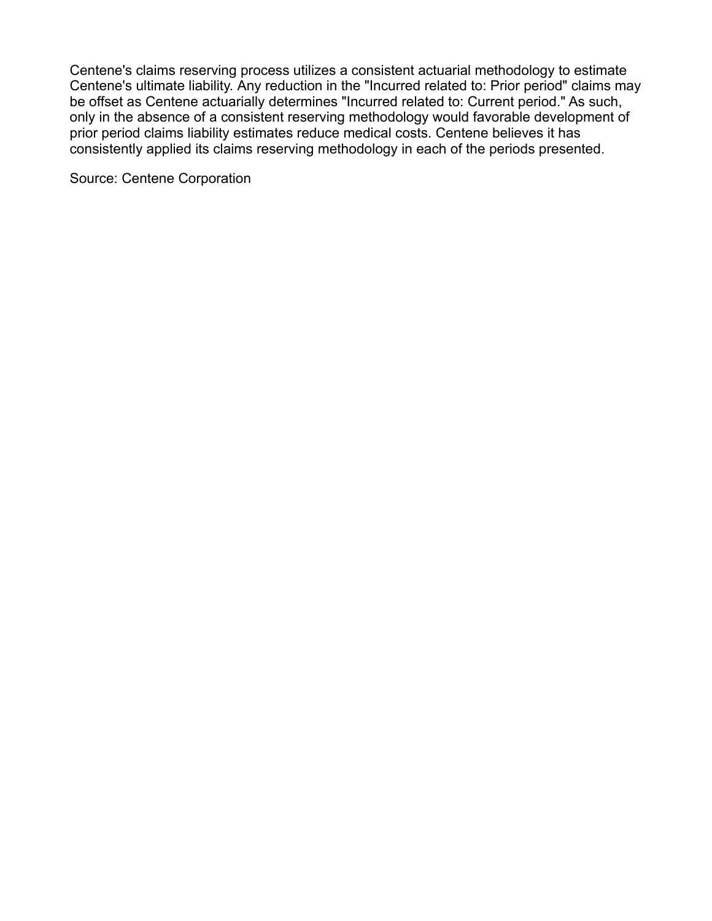Centene's claims reserving process utilizes a consistent actuarial methodology to estimate Centene's ultimate liability. Any reduction in the "Incurred related to: Prior period" claims may be offset as Centene actuarially determines "Incurred related to: Current period." As such, only in the absence of a consistent reserving methodology would favorable development of prior period claims liability estimates reduce medical costs. Centene believes it has consistently applied its claims reserving methodology in each of the periods presented.

Source: Centene Corporation